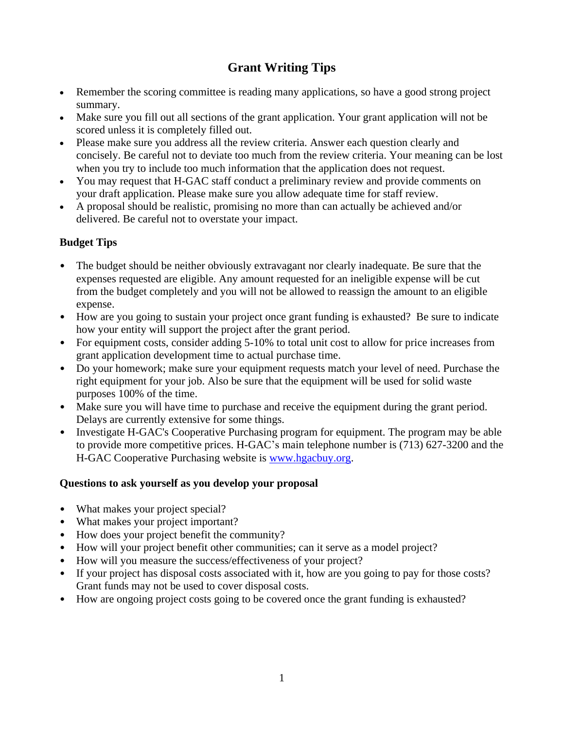# Grant Writing Tips

- Remember the scoring committee is reading many applications, so have a good strong project summary.
- Make sure you fill out all sections of the grant application. Your grant application will not be scored unless it is completely filled out.
- Please make sure you address all the review criteria. Answer each question clearly and concisely. Be careful not to deviate too much from the review criteria. Your meaning can be lost when you try to include too much information that the application does not request.
- You may request that H-GAC staff conduct a preliminary review and provide comments on your draft application. Please make sure you allow adequate time for staff review.
- A proposal should be realistic, promising no more than can actually be achieved and/or delivered. Be careful not to overstate your impact.

### Budget Tips

- The budget should be neither obviously extravagant nor clearly inadequate. Be sure that the expenses requested are eligible. Any amount requested for an ineligible expense will be cut from the budget completely and you will not be allowed to reassign the amount to an eligible expense.
- How are you going to sustain your project once grant funding is exhausted? Be sure to indicate how your entity will support the project after the grant period.
- For equipment costs, consider adding 5-10% to total unit cost to allow for price increases from grant application development time to actual purchase time.
- Do your homework; make sure your equipment requests match your level of need. Purchase the right equipment for your job. Also be sure that the equipment will be used for solid waste purposes 100% of the time.
- Make sure you will have time to purchase and receive the equipment during the grant period. Delays are currently extensive for some things.
- Investigate H-GAC's Cooperative Purchasing program for equipment. The program may be able to provide more competitive prices. H-GAC's main telephone number is (713) 627-3200 and the H-GAC Cooperative Purchasing website is [www.hgacbuy.org](http://www.hgacbuy.org).

### Questions to ask yourself as you develop your proposal

- What makes your project special?
- What makes your project important?
- How does your project benefit the community?
- How will your project benefit other communities; can it serve as a model project?
- How will you measure the success/effectiveness of your project?
- If your project has disposal costs associated with it, how are you going to pay for those costs? Grant funds may not be used to cover disposal costs.
- How are ongoing project costs going to be covered once the grant funding is exhausted?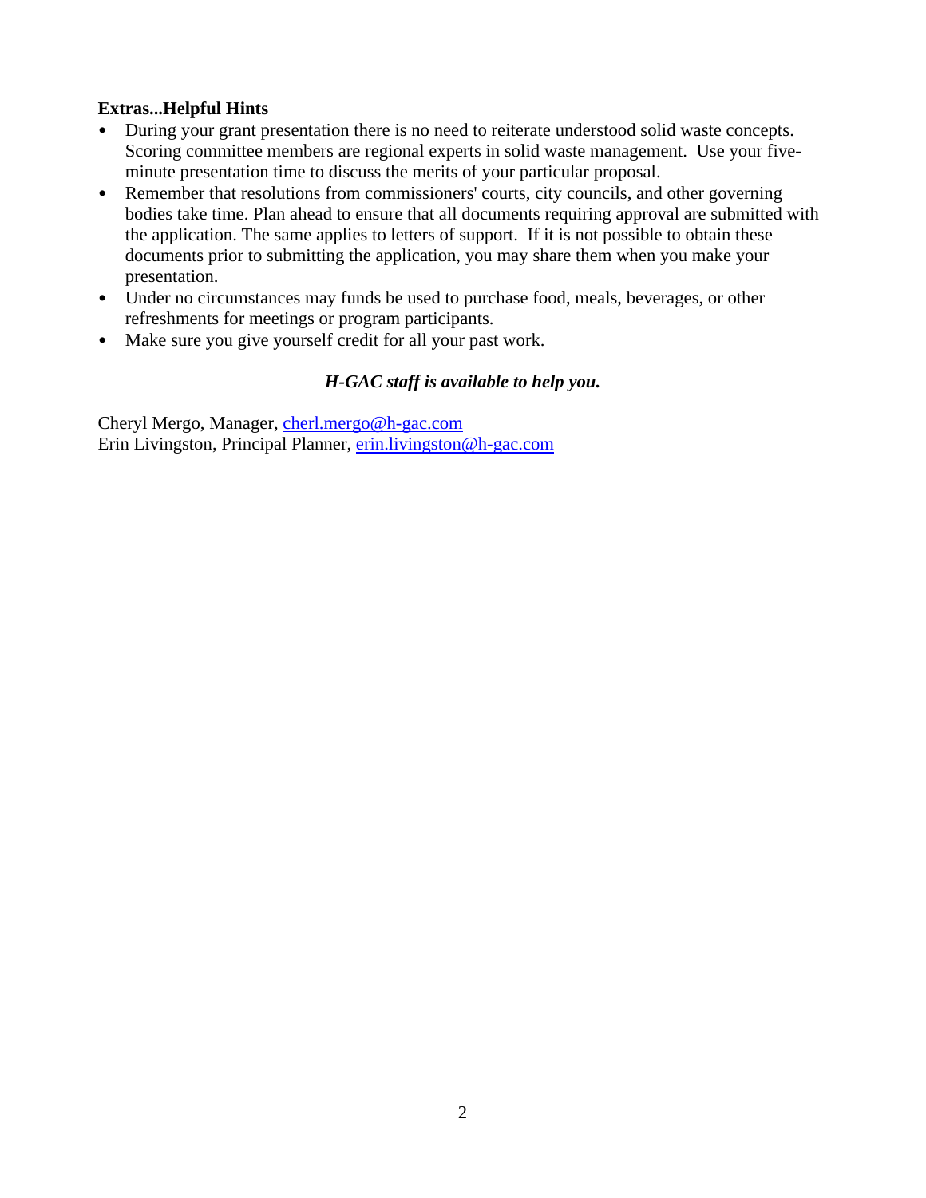**Extras...Helpful Hints**

- During your grant presentation there is no need to reiterate understood solid waste concepts. Scoring committee members are regional experts in solid waste management. Use your five-minute presentation time to discuss the merits of your particular proposal.
- Remember that resolutions from commissioners' courts, city councils, and other governing bodies take time. Plan ahead to ensure that all documents requiring approval are submitted with the application. The same applies to letters of support. If it is not possible to obtain these documents prior to submitting the application, you may share them when you make your presentation.
- Under no circumstances may funds be used to purchase food, meals, beverages, or other refreshments for meetings or program participants.
- Make sure you give yourself credit for all your past work.

***H-GAC staff is available to help you.***

Cheryl Mergo, Manager, cherl.mergo@h-gac.com
Erin Livingston, Principal Planner, erin.livingston@h-gac.com